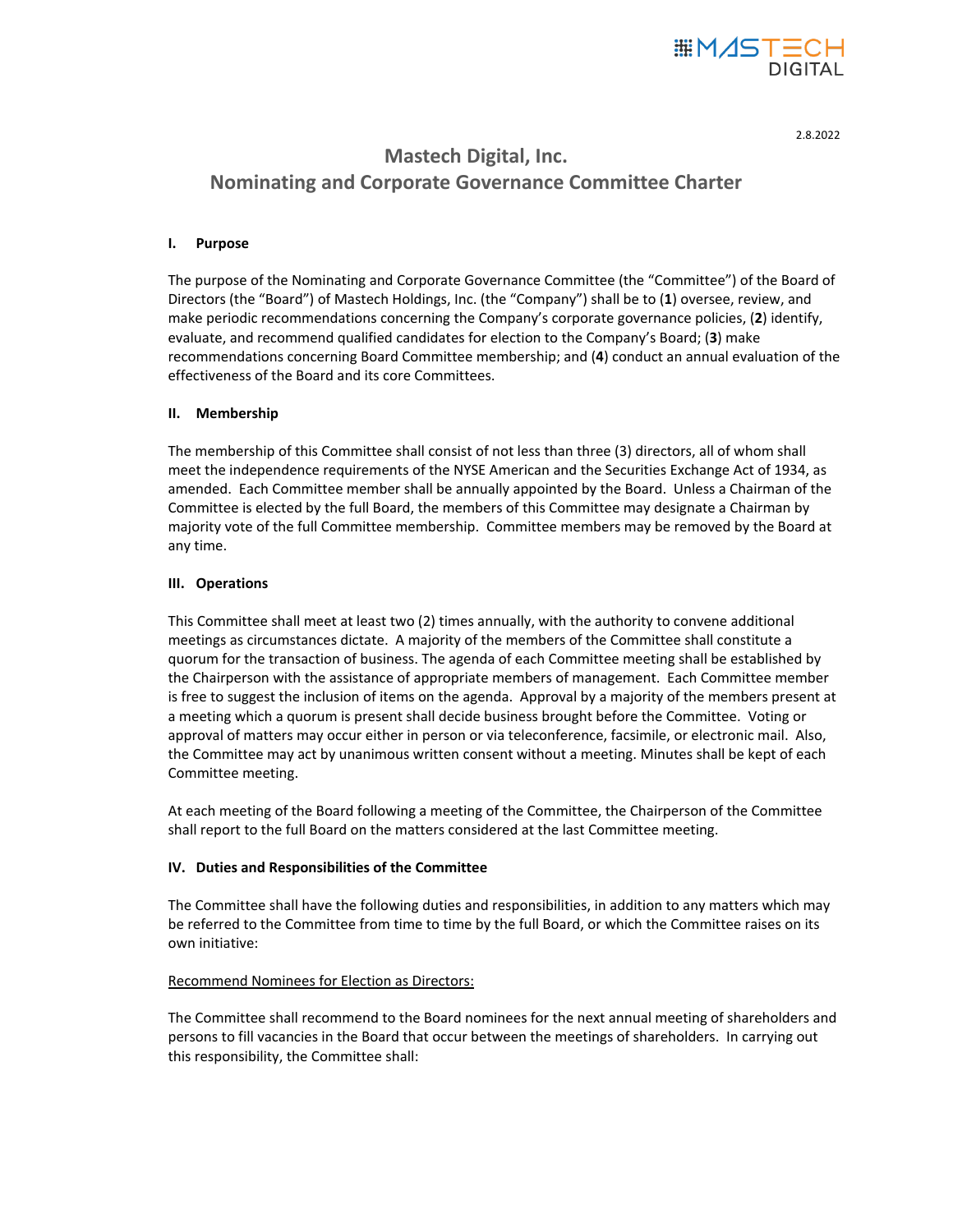2.8.2022

# Mastech Digital, Inc.
# Nominating and Corporate Governance Committee Charter

## I. Purpose

The purpose of the Nominating and Corporate Governance Committee (the "Committee") of the Board of Directors (the "Board") of Mastech Holdings, Inc. (the "Company") shall be to (**1**) oversee, review, and make periodic recommendations concerning the Company's corporate governance policies, (**2**) identify, evaluate, and recommend qualified candidates for election to the Company's Board; (**3**) make recommendations concerning Board Committee membership; and (**4**) conduct an annual evaluation of the effectiveness of the Board and its core Committees.

## II. Membership

The membership of this Committee shall consist of not less than three (3) directors, all of whom shall meet the independence requirements of the NYSE American and the Securities Exchange Act of 1934, as amended. Each Committee member shall be annually appointed by the Board. Unless a Chairman of the Committee is elected by the full Board, the members of this Committee may designate a Chairman by majority vote of the full Committee membership. Committee members may be removed by the Board at any time.

## III. Operations

This Committee shall meet at least two (2) times annually, with the authority to convene additional meetings as circumstances dictate. A majority of the members of the Committee shall constitute a quorum for the transaction of business. The agenda of each Committee meeting shall be established by the Chairperson with the assistance of appropriate members of management. Each Committee member is free to suggest the inclusion of items on the agenda. Approval by a majority of the members present at a meeting which a quorum is present shall decide business brought before the Committee. Voting or approval of matters may occur either in person or via teleconference, facsimile, or electronic mail. Also, the Committee may act by unanimous written consent without a meeting. Minutes shall be kept of each Committee meeting.

At each meeting of the Board following a meeting of the Committee, the Chairperson of the Committee shall report to the full Board on the matters considered at the last Committee meeting.

## IV. Duties and Responsibilities of the Committee

The Committee shall have the following duties and responsibilities, in addition to any matters which may be referred to the Committee from time to time by the full Board, or which the Committee raises on its own initiative:

<u>Recommend Nominees for Election as Directors:</u>

The Committee shall recommend to the Board nominees for the next annual meeting of shareholders and persons to fill vacancies in the Board that occur between the meetings of shareholders. In carrying out this responsibility, the Committee shall: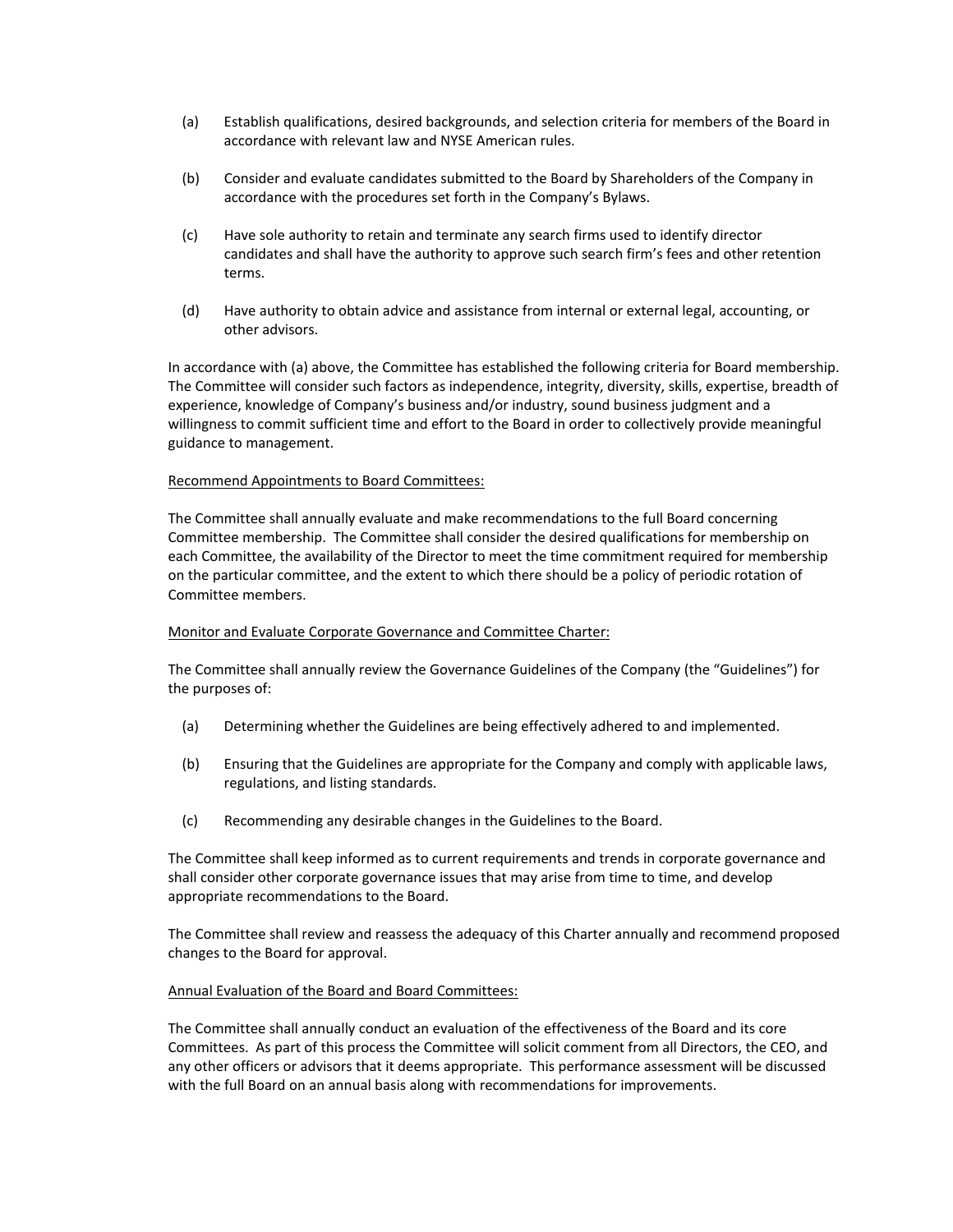(a) Establish qualifications, desired backgrounds, and selection criteria for members of the Board in accordance with relevant law and NYSE American rules.

(b) Consider and evaluate candidates submitted to the Board by Shareholders of the Company in accordance with the procedures set forth in the Company's Bylaws.

(c) Have sole authority to retain and terminate any search firms used to identify director candidates and shall have the authority to approve such search firm's fees and other retention terms.

(d) Have authority to obtain advice and assistance from internal or external legal, accounting, or other advisors.

In accordance with (a) above, the Committee has established the following criteria for Board membership. The Committee will consider such factors as independence, integrity, diversity, skills, expertise, breadth of experience, knowledge of Company's business and/or industry, sound business judgment and a willingness to commit sufficient time and effort to the Board in order to collectively provide meaningful guidance to management.

<u>Recommend Appointments to Board Committees:</u>

The Committee shall annually evaluate and make recommendations to the full Board concerning Committee membership. The Committee shall consider the desired qualifications for membership on each Committee, the availability of the Director to meet the time commitment required for membership on the particular committee, and the extent to which there should be a policy of periodic rotation of Committee members.

<u>Monitor and Evaluate Corporate Governance and Committee Charter:</u>

The Committee shall annually review the Governance Guidelines of the Company (the "Guidelines") for the purposes of:

(a) Determining whether the Guidelines are being effectively adhered to and implemented.

(b) Ensuring that the Guidelines are appropriate for the Company and comply with applicable laws, regulations, and listing standards.

(c) Recommending any desirable changes in the Guidelines to the Board.

The Committee shall keep informed as to current requirements and trends in corporate governance and shall consider other corporate governance issues that may arise from time to time, and develop appropriate recommendations to the Board.

The Committee shall review and reassess the adequacy of this Charter annually and recommend proposed changes to the Board for approval.

<u>Annual Evaluation of the Board and Board Committees:</u>

The Committee shall annually conduct an evaluation of the effectiveness of the Board and its core Committees. As part of this process the Committee will solicit comment from all Directors, the CEO, and any other officers or advisors that it deems appropriate. This performance assessment will be discussed with the full Board on an annual basis along with recommendations for improvements.